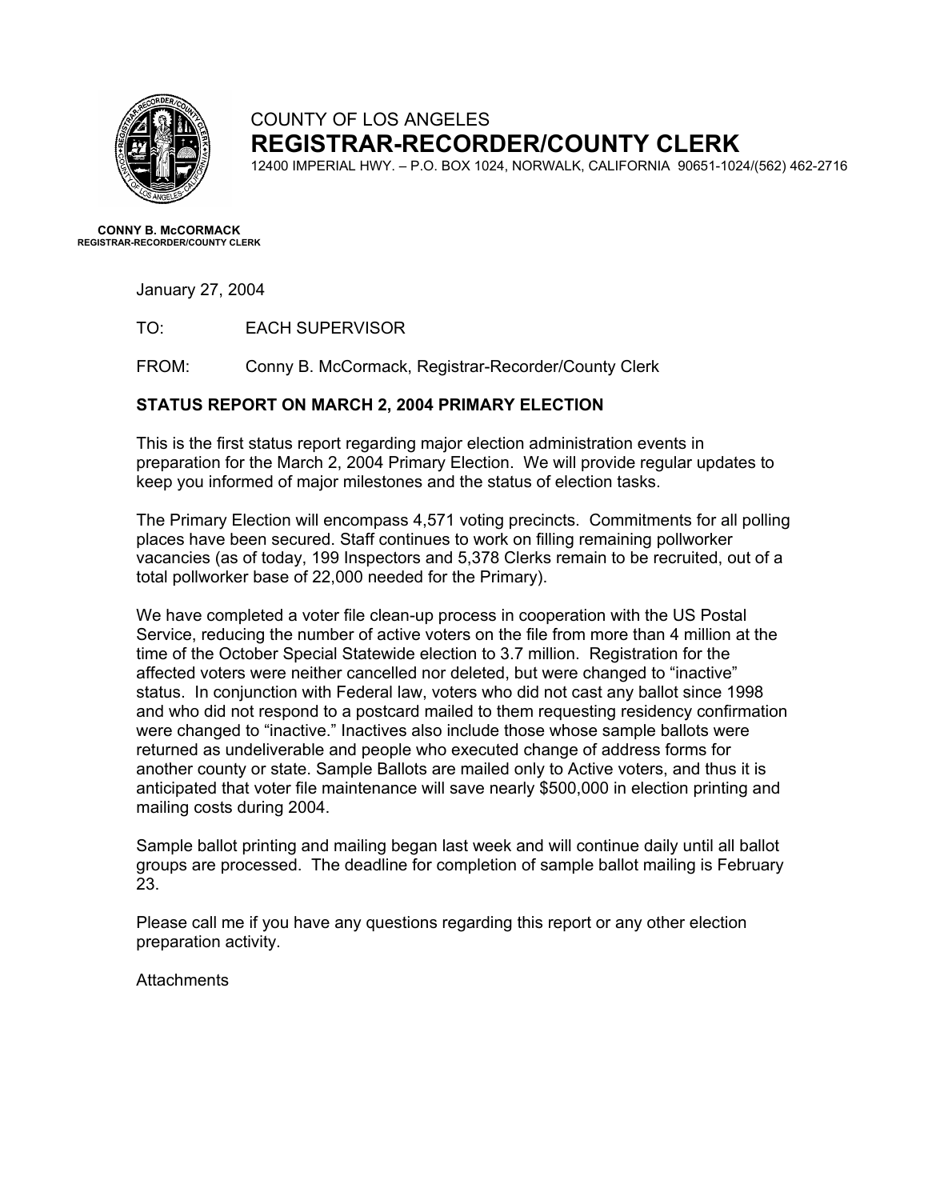COUNTY OF LOS ANGELES

# REGISTRAR-RECORDER/COUNTY CLERK

12400 IMPERIAL HWY. – P.O. BOX 1024, NORWALK, CALIFORNIA 90651-1024/(562) 462-2716

**CONNY B. McCORMACK**
**REGISTRAR-RECORDER/COUNTY CLERK**

January 27, 2004

TO: EACH SUPERVISOR

FROM: Conny B. McCormack, Registrar-Recorder/County Clerk

**STATUS REPORT ON MARCH 2, 2004 PRIMARY ELECTION**

This is the first status report regarding major election administration events in preparation for the March 2, 2004 Primary Election. We will provide regular updates to keep you informed of major milestones and the status of election tasks.

The Primary Election will encompass 4,571 voting precincts. Commitments for all polling places have been secured. Staff continues to work on filling remaining pollworker vacancies (as of today, 199 Inspectors and 5,378 Clerks remain to be recruited, out of a total pollworker base of 22,000 needed for the Primary).

We have completed a voter file clean-up process in cooperation with the US Postal Service, reducing the number of active voters on the file from more than 4 million at the time of the October Special Statewide election to 3.7 million. Registration for the affected voters were neither cancelled nor deleted, but were changed to "inactive" status. In conjunction with Federal law, voters who did not cast any ballot since 1998 and who did not respond to a postcard mailed to them requesting residency confirmation were changed to "inactive." Inactives also include those whose sample ballots were returned as undeliverable and people who executed change of address forms for another county or state. Sample Ballots are mailed only to Active voters, and thus it is anticipated that voter file maintenance will save nearly $500,000 in election printing and mailing costs during 2004.

Sample ballot printing and mailing began last week and will continue daily until all ballot groups are processed. The deadline for completion of sample ballot mailing is February 23.

Please call me if you have any questions regarding this report or any other election preparation activity.

Attachments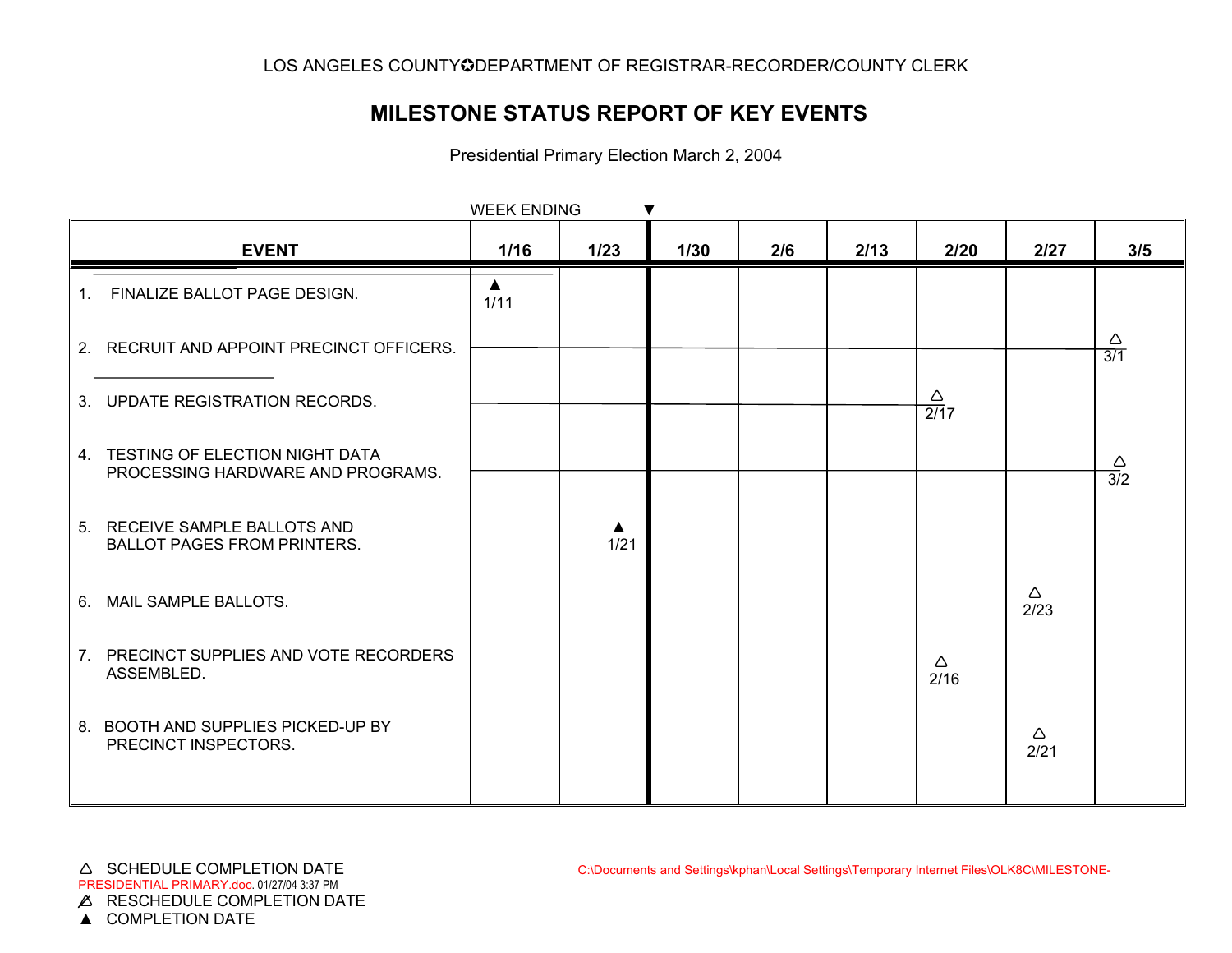LOS ANGELES COUNTY✪DEPARTMENT OF REGISTRAR-RECORDER/COUNTY CLERK

# MILESTONE STATUS REPORT OF KEY EVENTS

Presidential Primary Election March 2, 2004

WEEK ENDING ▼

| EVENT | 1/16 | 1/23 | 1/30 | 2/6 | 2/13 | 2/20 | 2/27 | 3/5 |
|---|---|---|---|---|---|---|---|---|
| 1. FINALIZE BALLOT PAGE DESIGN. | ▲ 1/11 | | | | | | | |
| 2. RECRUIT AND APPOINT PRECINCT OFFICERS. | | | | | | | | △ 3/1 |
| 3. UPDATE REGISTRATION RECORDS. | | | | | | △ 2/17 | | |
| 4. TESTING OF ELECTION NIGHT DATA PROCESSING HARDWARE AND PROGRAMS. | | | | | | | | △ 3/2 |
| 5. RECEIVE SAMPLE BALLOTS AND BALLOT PAGES FROM PRINTERS. | | ▲ 1/21 | | | | | | |
| 6. MAIL SAMPLE BALLOTS. | | | | | | | △ 2/23 | |
| 7. PRECINCT SUPPLIES AND VOTE RECORDERS ASSEMBLED. | | | | | | △ 2/16 | | |
| 8. BOOTH AND SUPPLIES PICKED-UP BY PRECINCT INSPECTORS. | | | | | | | △ 2/21 | |

△ SCHEDULE COMPLETION DATE

△̸ RESCHEDULE COMPLETION DATE

▲ COMPLETION DATE

C:\Documents and Settings\kphan\Local Settings\Temporary Internet Files\OLK8C\MILESTONE-PRESIDENTIAL PRIMARY.doc. 01/27/04 3:37 PM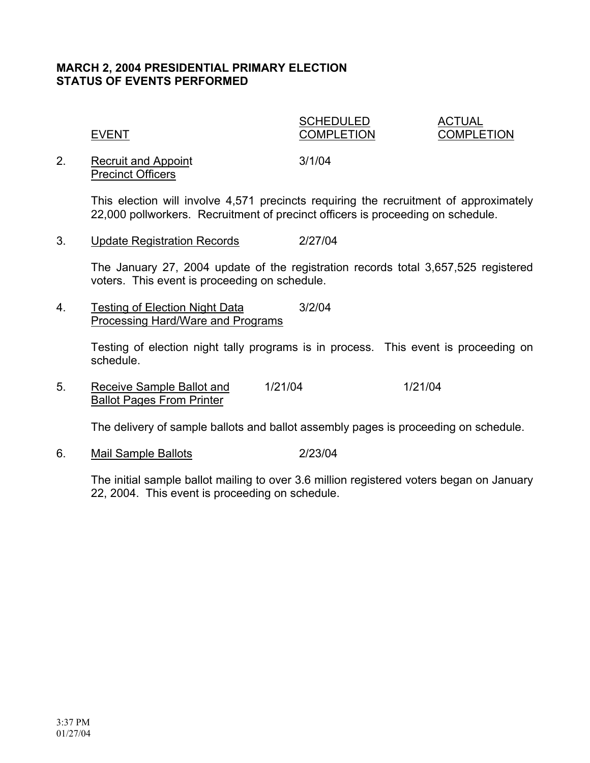**MARCH 2, 2004 PRESIDENTIAL PRIMARY ELECTION**
**STATUS OF EVENTS PERFORMED**

| | EVENT | SCHEDULED COMPLETION | ACTUAL COMPLETION |
|---|---|---|---|
| 2. | Recruit and Appoint Precinct Officers | 3/1/04 | |

This election will involve 4,571 precincts requiring the recruitment of approximately 22,000 pollworkers. Recruitment of precinct officers is proceeding on schedule.

| | EVENT | SCHEDULED COMPLETION | ACTUAL COMPLETION |
|---|---|---|---|
| 3. | Update Registration Records | 2/27/04 | |

The January 27, 2004 update of the registration records total 3,657,525 registered voters. This event is proceeding on schedule.

| | EVENT | SCHEDULED COMPLETION | ACTUAL COMPLETION |
|---|---|---|---|
| 4. | Testing of Election Night Data Processing Hard/Ware and Programs | 3/2/04 | |

Testing of election night tally programs is in process. This event is proceeding on schedule.

| | EVENT | SCHEDULED COMPLETION | ACTUAL COMPLETION |
|---|---|---|---|
| 5. | Receive Sample Ballot and Ballot Pages From Printer | 1/21/04 | 1/21/04 |

The delivery of sample ballots and ballot assembly pages is proceeding on schedule.

| | EVENT | SCHEDULED COMPLETION | ACTUAL COMPLETION |
|---|---|---|---|
| 6. | Mail Sample Ballots | 2/23/04 | |

The initial sample ballot mailing to over 3.6 million registered voters began on January 22, 2004. This event is proceeding on schedule.

3:37 PM
01/27/04